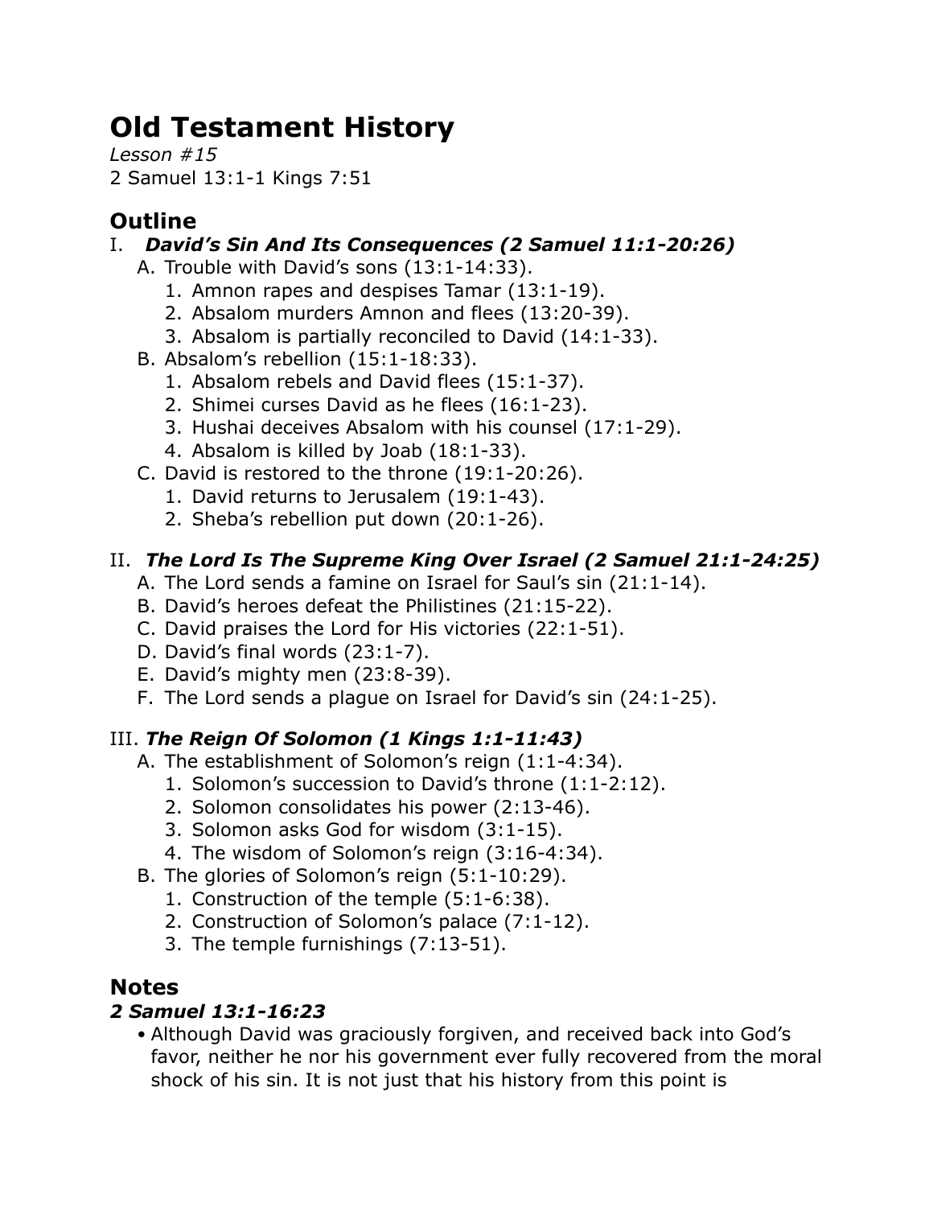# Old Testament History

*Lesson #15*
2 Samuel 13:1-1 Kings 7:51

## Outline

I. ***David's Sin And Its Consequences (2 Samuel 11:1-20:26)***
   A. Trouble with David's sons (13:1-14:33).
      1. Amnon rapes and despises Tamar (13:1-19).
      2. Absalom murders Amnon and flees (13:20-39).
      3. Absalom is partially reconciled to David (14:1-33).
   B. Absalom's rebellion (15:1-18:33).
      1. Absalom rebels and David flees (15:1-37).
      2. Shimei curses David as he flees (16:1-23).
      3. Hushai deceives Absalom with his counsel (17:1-29).
      4. Absalom is killed by Joab (18:1-33).
   C. David is restored to the throne (19:1-20:26).
      1. David returns to Jerusalem (19:1-43).
      2. Sheba's rebellion put down (20:1-26).

II. ***The Lord Is The Supreme King Over Israel (2 Samuel 21:1-24:25)***
   A. The Lord sends a famine on Israel for Saul's sin (21:1-14).
   B. David's heroes defeat the Philistines (21:15-22).
   C. David praises the Lord for His victories (22:1-51).
   D. David's final words (23:1-7).
   E. David's mighty men (23:8-39).
   F. The Lord sends a plague on Israel for David's sin (24:1-25).

III. ***The Reign Of Solomon (1 Kings 1:1-11:43)***
   A. The establishment of Solomon's reign (1:1-4:34).
      1. Solomon's succession to David's throne (1:1-2:12).
      2. Solomon consolidates his power (2:13-46).
      3. Solomon asks God for wisdom (3:1-15).
      4. The wisdom of Solomon's reign (3:16-4:34).
   B. The glories of Solomon's reign (5:1-10:29).
      1. Construction of the temple (5:1-6:38).
      2. Construction of Solomon's palace (7:1-12).
      3. The temple furnishings (7:13-51).

## Notes

### *2 Samuel 13:1-16:23*

- Although David was graciously forgiven, and received back into God's favor, neither he nor his government ever fully recovered from the moral shock of his sin. It is not just that his history from this point is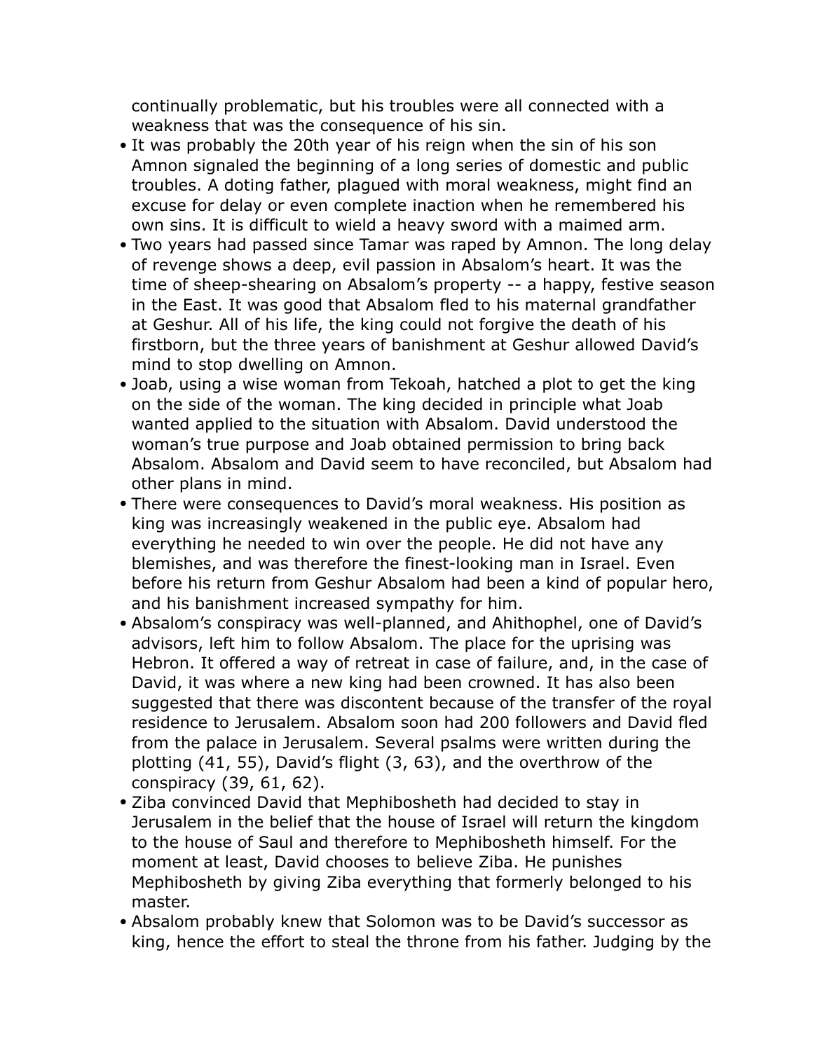continually problematic, but his troubles were all connected with a weakness that was the consequence of his sin.

- It was probably the 20th year of his reign when the sin of his son Amnon signaled the beginning of a long series of domestic and public troubles. A doting father, plagued with moral weakness, might find an excuse for delay or even complete inaction when he remembered his own sins. It is difficult to wield a heavy sword with a maimed arm.
- Two years had passed since Tamar was raped by Amnon. The long delay of revenge shows a deep, evil passion in Absalom's heart. It was the time of sheep-shearing on Absalom's property -- a happy, festive season in the East. It was good that Absalom fled to his maternal grandfather at Geshur. All of his life, the king could not forgive the death of his firstborn, but the three years of banishment at Geshur allowed David's mind to stop dwelling on Amnon.
- Joab, using a wise woman from Tekoah, hatched a plot to get the king on the side of the woman. The king decided in principle what Joab wanted applied to the situation with Absalom. David understood the woman's true purpose and Joab obtained permission to bring back Absalom. Absalom and David seem to have reconciled, but Absalom had other plans in mind.
- There were consequences to David's moral weakness. His position as king was increasingly weakened in the public eye. Absalom had everything he needed to win over the people. He did not have any blemishes, and was therefore the finest-looking man in Israel. Even before his return from Geshur Absalom had been a kind of popular hero, and his banishment increased sympathy for him.
- Absalom's conspiracy was well-planned, and Ahithophel, one of David's advisors, left him to follow Absalom. The place for the uprising was Hebron. It offered a way of retreat in case of failure, and, in the case of David, it was where a new king had been crowned. It has also been suggested that there was discontent because of the transfer of the royal residence to Jerusalem. Absalom soon had 200 followers and David fled from the palace in Jerusalem. Several psalms were written during the plotting (41, 55), David's flight (3, 63), and the overthrow of the conspiracy (39, 61, 62).
- Ziba convinced David that Mephibosheth had decided to stay in Jerusalem in the belief that the house of Israel will return the kingdom to the house of Saul and therefore to Mephibosheth himself. For the moment at least, David chooses to believe Ziba. He punishes Mephibosheth by giving Ziba everything that formerly belonged to his master.
- Absalom probably knew that Solomon was to be David's successor as king, hence the effort to steal the throne from his father. Judging by the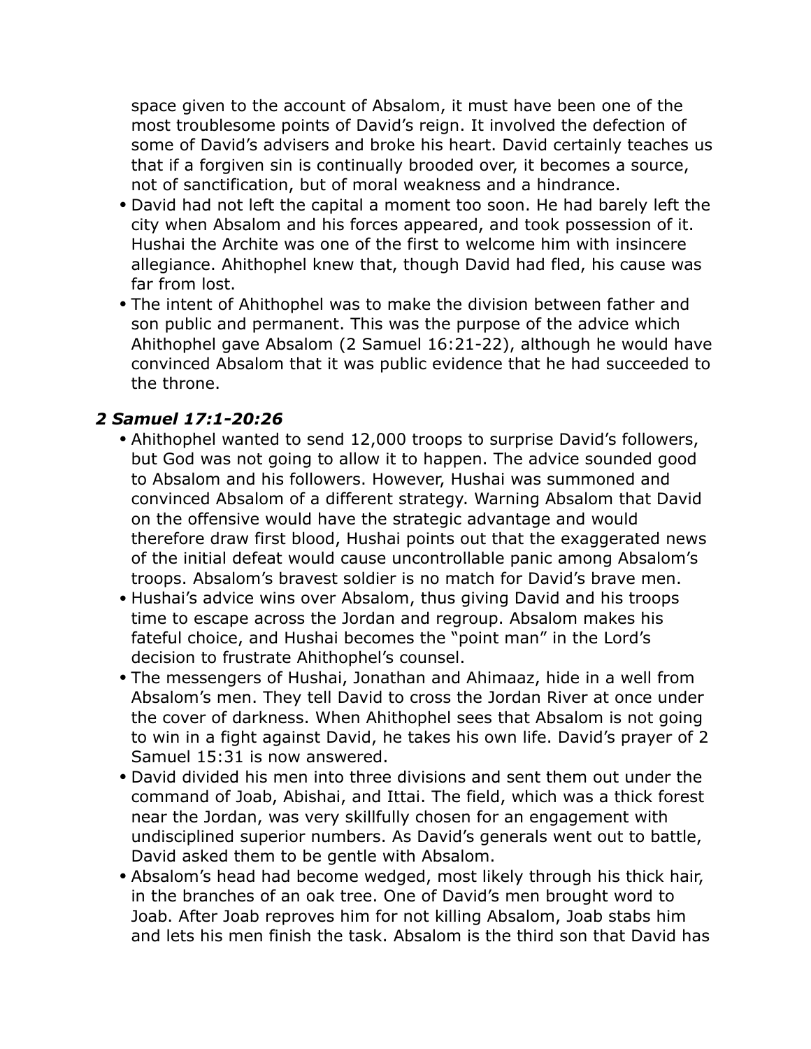space given to the account of Absalom, it must have been one of the most troublesome points of David's reign. It involved the defection of some of David's advisers and broke his heart. David certainly teaches us that if a forgiven sin is continually brooded over, it becomes a source, not of sanctification, but of moral weakness and a hindrance.

- David had not left the capital a moment too soon. He had barely left the city when Absalom and his forces appeared, and took possession of it. Hushai the Archite was one of the first to welcome him with insincere allegiance. Ahithophel knew that, though David had fled, his cause was far from lost.
- The intent of Ahithophel was to make the division between father and son public and permanent. This was the purpose of the advice which Ahithophel gave Absalom (2 Samuel 16:21-22), although he would have convinced Absalom that it was public evidence that he had succeeded to the throne.

### *2 Samuel 17:1-20:26*

- Ahithophel wanted to send 12,000 troops to surprise David's followers, but God was not going to allow it to happen. The advice sounded good to Absalom and his followers. However, Hushai was summoned and convinced Absalom of a different strategy. Warning Absalom that David on the offensive would have the strategic advantage and would therefore draw first blood, Hushai points out that the exaggerated news of the initial defeat would cause uncontrollable panic among Absalom's troops. Absalom's bravest soldier is no match for David's brave men.
- Hushai's advice wins over Absalom, thus giving David and his troops time to escape across the Jordan and regroup. Absalom makes his fateful choice, and Hushai becomes the "point man" in the Lord's decision to frustrate Ahithophel's counsel.
- The messengers of Hushai, Jonathan and Ahimaaz, hide in a well from Absalom's men. They tell David to cross the Jordan River at once under the cover of darkness. When Ahithophel sees that Absalom is not going to win in a fight against David, he takes his own life. David's prayer of 2 Samuel 15:31 is now answered.
- David divided his men into three divisions and sent them out under the command of Joab, Abishai, and Ittai. The field, which was a thick forest near the Jordan, was very skillfully chosen for an engagement with undisciplined superior numbers. As David's generals went out to battle, David asked them to be gentle with Absalom.
- Absalom's head had become wedged, most likely through his thick hair, in the branches of an oak tree. One of David's men brought word to Joab. After Joab reproves him for not killing Absalom, Joab stabs him and lets his men finish the task. Absalom is the third son that David has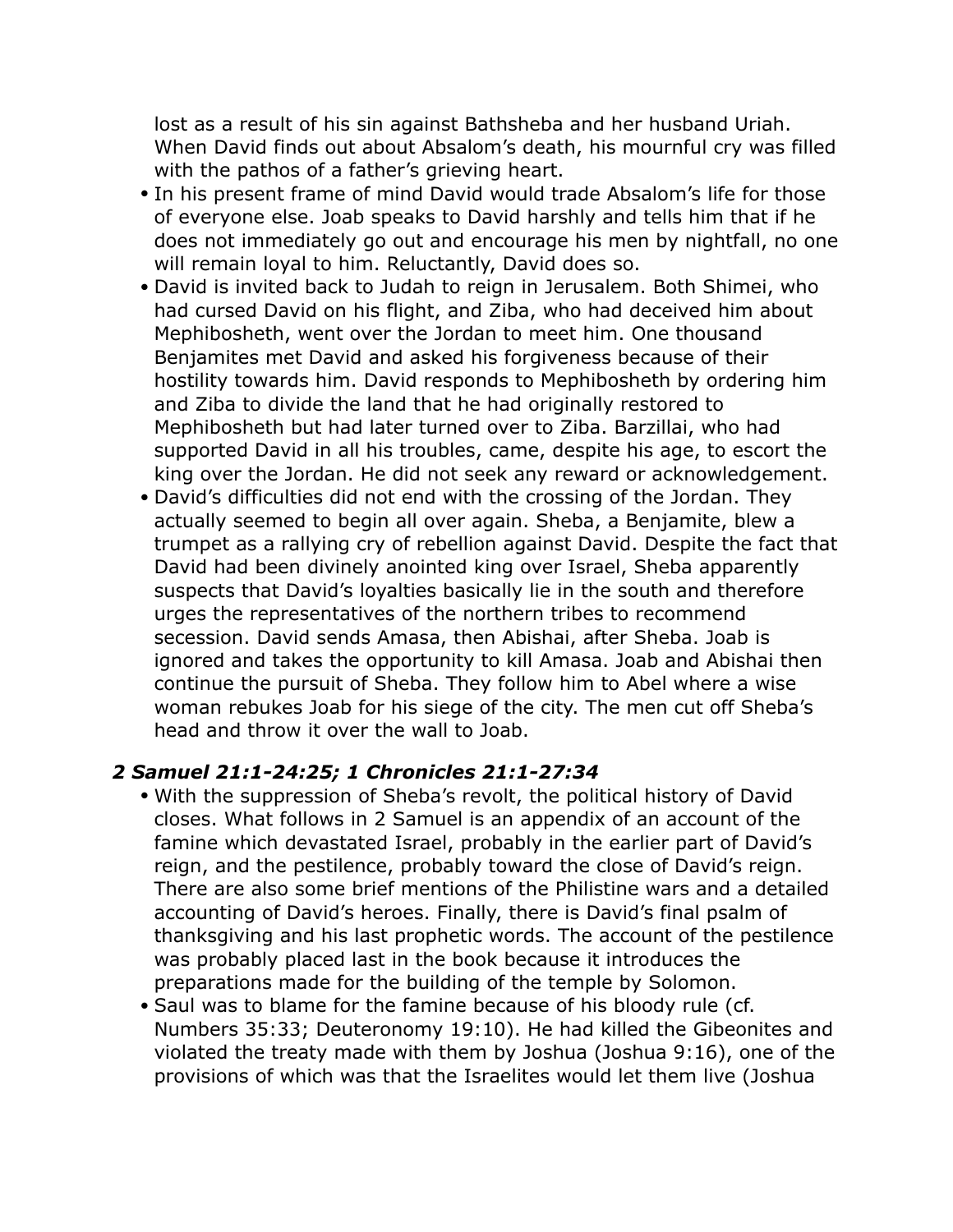lost as a result of his sin against Bathsheba and her husband Uriah. When David finds out about Absalom's death, his mournful cry was filled with the pathos of a father's grieving heart.

- In his present frame of mind David would trade Absalom's life for those of everyone else. Joab speaks to David harshly and tells him that if he does not immediately go out and encourage his men by nightfall, no one will remain loyal to him. Reluctantly, David does so.
- David is invited back to Judah to reign in Jerusalem. Both Shimei, who had cursed David on his flight, and Ziba, who had deceived him about Mephibosheth, went over the Jordan to meet him. One thousand Benjamites met David and asked his forgiveness because of their hostility towards him. David responds to Mephibosheth by ordering him and Ziba to divide the land that he had originally restored to Mephibosheth but had later turned over to Ziba. Barzillai, who had supported David in all his troubles, came, despite his age, to escort the king over the Jordan. He did not seek any reward or acknowledgement.
- David's difficulties did not end with the crossing of the Jordan. They actually seemed to begin all over again. Sheba, a Benjamite, blew a trumpet as a rallying cry of rebellion against David. Despite the fact that David had been divinely anointed king over Israel, Sheba apparently suspects that David's loyalties basically lie in the south and therefore urges the representatives of the northern tribes to recommend secession. David sends Amasa, then Abishai, after Sheba. Joab is ignored and takes the opportunity to kill Amasa. Joab and Abishai then continue the pursuit of Sheba. They follow him to Abel where a wise woman rebukes Joab for his siege of the city. The men cut off Sheba's head and throw it over the wall to Joab.

### *2 Samuel 21:1-24:25; 1 Chronicles 21:1-27:34*

- With the suppression of Sheba's revolt, the political history of David closes. What follows in 2 Samuel is an appendix of an account of the famine which devastated Israel, probably in the earlier part of David's reign, and the pestilence, probably toward the close of David's reign. There are also some brief mentions of the Philistine wars and a detailed accounting of David's heroes. Finally, there is David's final psalm of thanksgiving and his last prophetic words. The account of the pestilence was probably placed last in the book because it introduces the preparations made for the building of the temple by Solomon.
- Saul was to blame for the famine because of his bloody rule (cf. Numbers 35:33; Deuteronomy 19:10). He had killed the Gibeonites and violated the treaty made with them by Joshua (Joshua 9:16), one of the provisions of which was that the Israelites would let them live (Joshua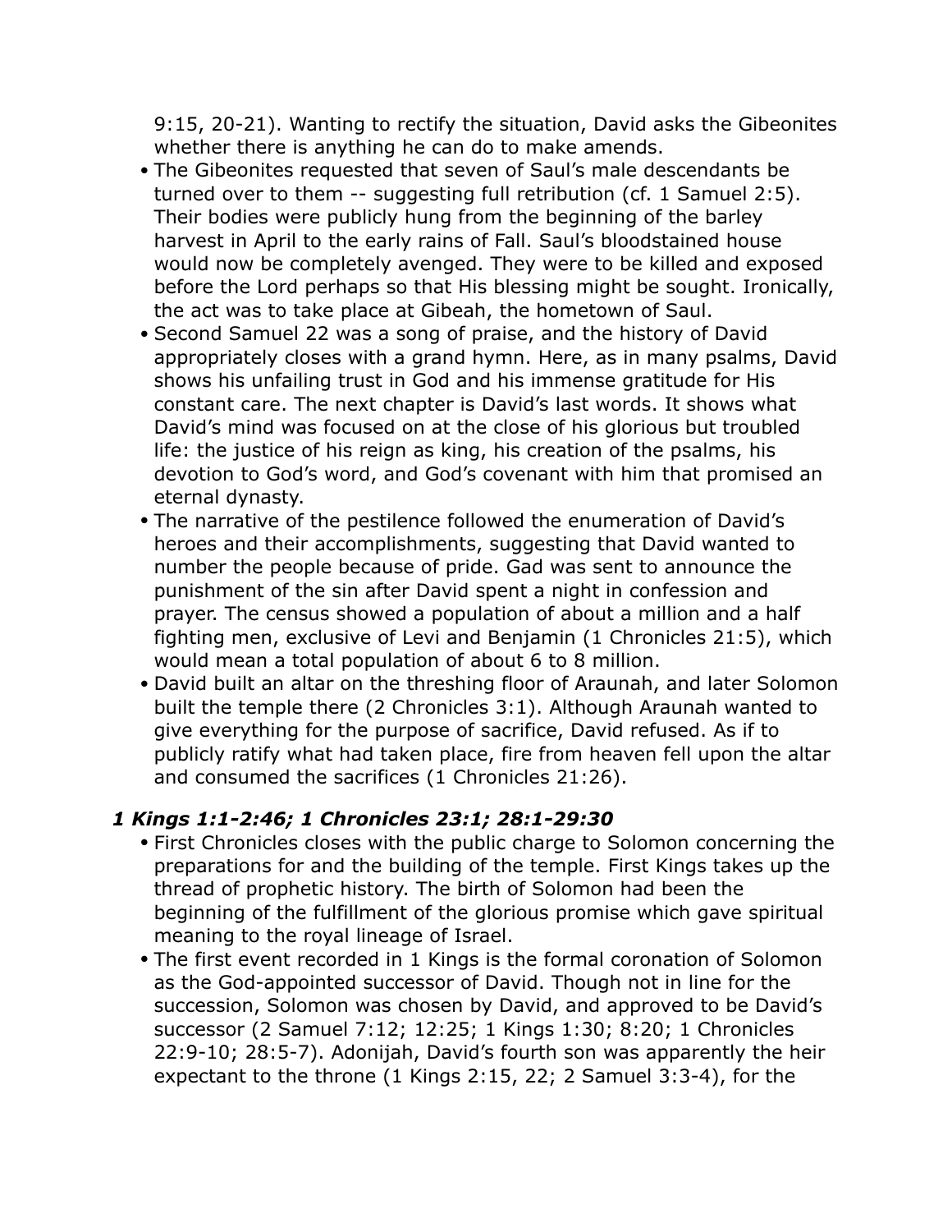9:15, 20-21). Wanting to rectify the situation, David asks the Gibeonites whether there is anything he can do to make amends.

- The Gibeonites requested that seven of Saul's male descendants be turned over to them -- suggesting full retribution (cf. 1 Samuel 2:5). Their bodies were publicly hung from the beginning of the barley harvest in April to the early rains of Fall. Saul's bloodstained house would now be completely avenged. They were to be killed and exposed before the Lord perhaps so that His blessing might be sought. Ironically, the act was to take place at Gibeah, the hometown of Saul.
- Second Samuel 22 was a song of praise, and the history of David appropriately closes with a grand hymn. Here, as in many psalms, David shows his unfailing trust in God and his immense gratitude for His constant care. The next chapter is David's last words. It shows what David's mind was focused on at the close of his glorious but troubled life: the justice of his reign as king, his creation of the psalms, his devotion to God's word, and God's covenant with him that promised an eternal dynasty.
- The narrative of the pestilence followed the enumeration of David's heroes and their accomplishments, suggesting that David wanted to number the people because of pride. Gad was sent to announce the punishment of the sin after David spent a night in confession and prayer. The census showed a population of about a million and a half fighting men, exclusive of Levi and Benjamin (1 Chronicles 21:5), which would mean a total population of about 6 to 8 million.
- David built an altar on the threshing floor of Araunah, and later Solomon built the temple there (2 Chronicles 3:1). Although Araunah wanted to give everything for the purpose of sacrifice, David refused. As if to publicly ratify what had taken place, fire from heaven fell upon the altar and consumed the sacrifices (1 Chronicles 21:26).

### *1 Kings 1:1-2:46; 1 Chronicles 23:1; 28:1-29:30*

- First Chronicles closes with the public charge to Solomon concerning the preparations for and the building of the temple. First Kings takes up the thread of prophetic history. The birth of Solomon had been the beginning of the fulfillment of the glorious promise which gave spiritual meaning to the royal lineage of Israel.
- The first event recorded in 1 Kings is the formal coronation of Solomon as the God-appointed successor of David. Though not in line for the succession, Solomon was chosen by David, and approved to be David's successor (2 Samuel 7:12; 12:25; 1 Kings 1:30; 8:20; 1 Chronicles 22:9-10; 28:5-7). Adonijah, David's fourth son was apparently the heir expectant to the throne (1 Kings 2:15, 22; 2 Samuel 3:3-4), for the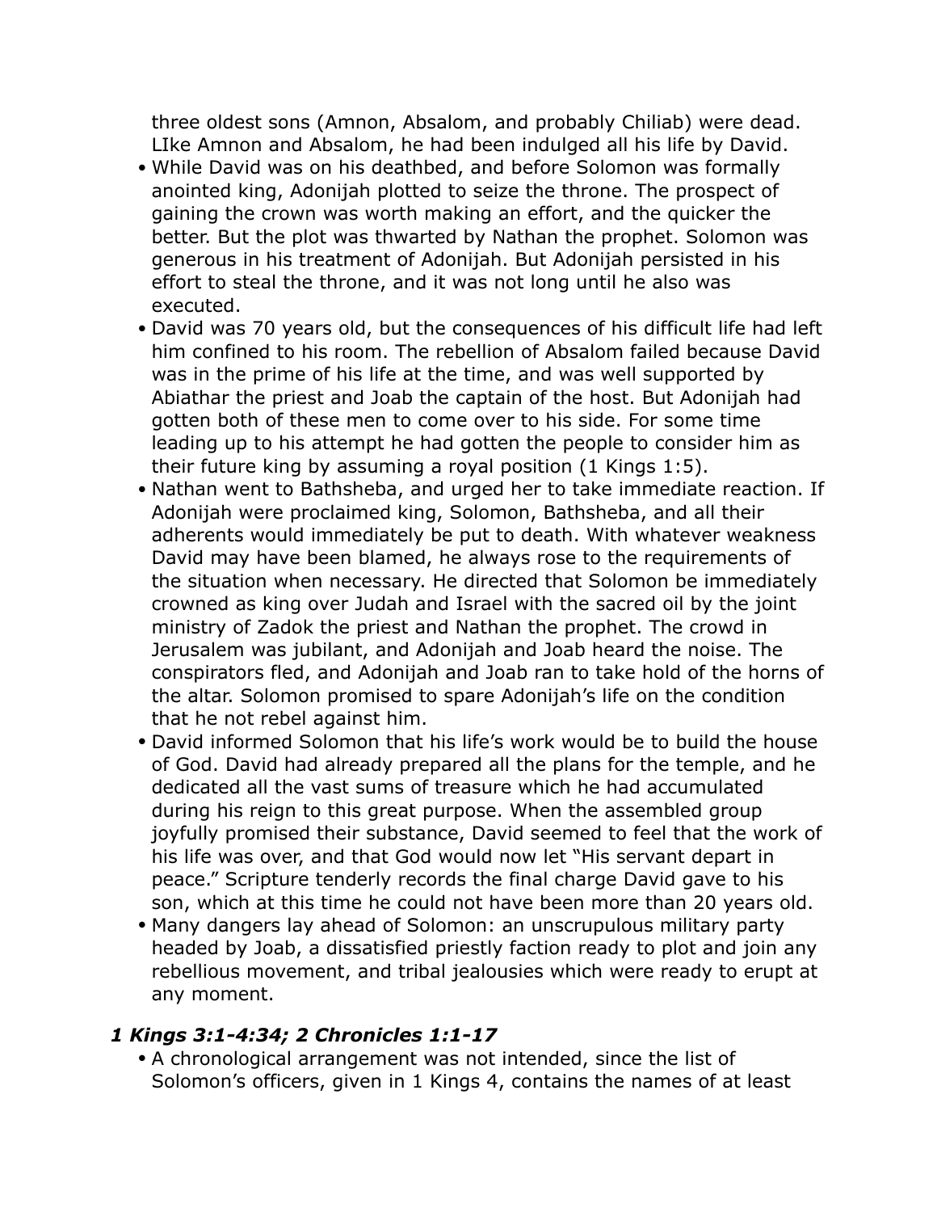three oldest sons (Amnon, Absalom, and probably Chiliab) were dead. LIke Amnon and Absalom, he had been indulged all his life by David.

- While David was on his deathbed, and before Solomon was formally anointed king, Adonijah plotted to seize the throne. The prospect of gaining the crown was worth making an effort, and the quicker the better. But the plot was thwarted by Nathan the prophet. Solomon was generous in his treatment of Adonijah. But Adonijah persisted in his effort to steal the throne, and it was not long until he also was executed.
- David was 70 years old, but the consequences of his difficult life had left him confined to his room. The rebellion of Absalom failed because David was in the prime of his life at the time, and was well supported by Abiathar the priest and Joab the captain of the host. But Adonijah had gotten both of these men to come over to his side. For some time leading up to his attempt he had gotten the people to consider him as their future king by assuming a royal position (1 Kings 1:5).
- Nathan went to Bathsheba, and urged her to take immediate reaction. If Adonijah were proclaimed king, Solomon, Bathsheba, and all their adherents would immediately be put to death. With whatever weakness David may have been blamed, he always rose to the requirements of the situation when necessary. He directed that Solomon be immediately crowned as king over Judah and Israel with the sacred oil by the joint ministry of Zadok the priest and Nathan the prophet. The crowd in Jerusalem was jubilant, and Adonijah and Joab heard the noise. The conspirators fled, and Adonijah and Joab ran to take hold of the horns of the altar. Solomon promised to spare Adonijah's life on the condition that he not rebel against him.
- David informed Solomon that his life's work would be to build the house of God. David had already prepared all the plans for the temple, and he dedicated all the vast sums of treasure which he had accumulated during his reign to this great purpose. When the assembled group joyfully promised their substance, David seemed to feel that the work of his life was over, and that God would now let "His servant depart in peace." Scripture tenderly records the final charge David gave to his son, which at this time he could not have been more than 20 years old.
- Many dangers lay ahead of Solomon: an unscrupulous military party headed by Joab, a dissatisfied priestly faction ready to plot and join any rebellious movement, and tribal jealousies which were ready to erupt at any moment.

### *1 Kings 3:1-4:34; 2 Chronicles 1:1-17*

- A chronological arrangement was not intended, since the list of Solomon's officers, given in 1 Kings 4, contains the names of at least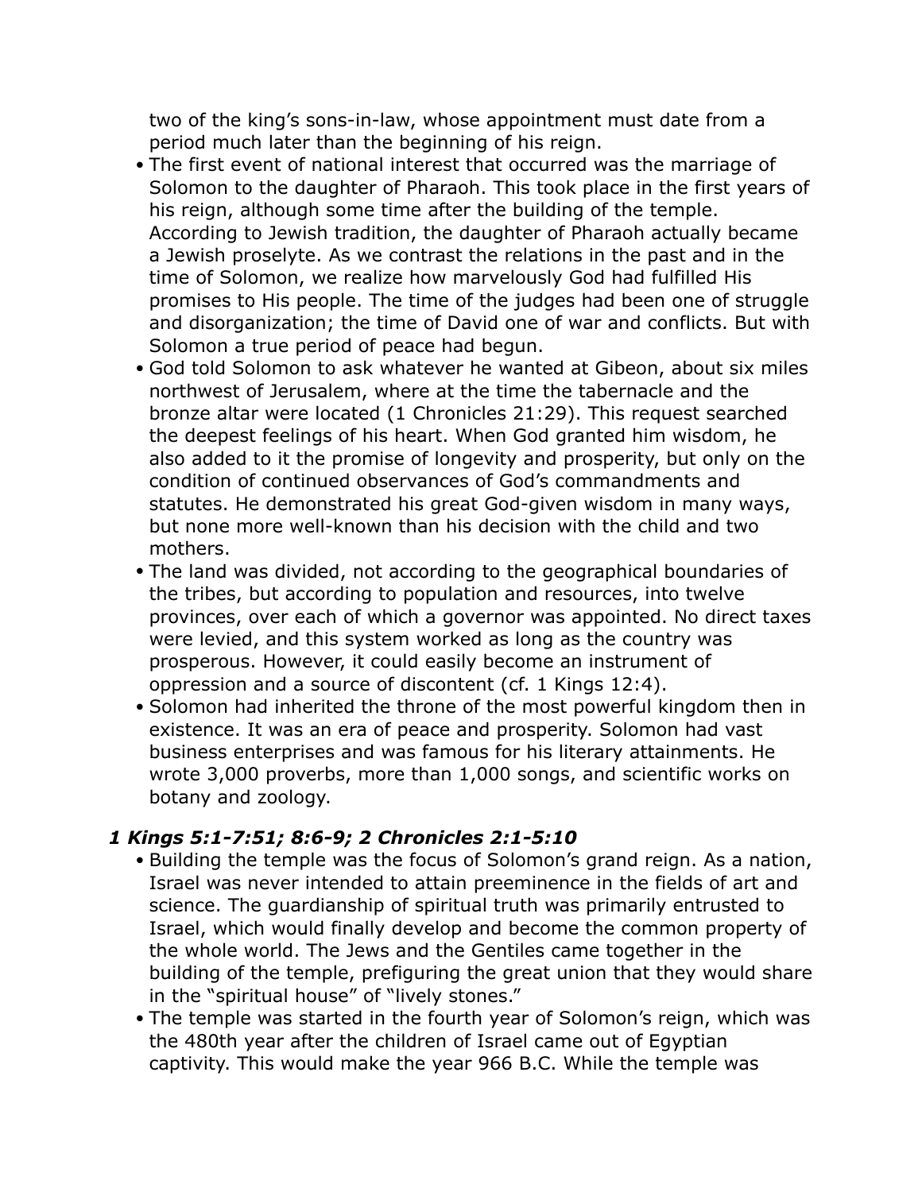two of the king's sons-in-law, whose appointment must date from a period much later than the beginning of his reign.

- The first event of national interest that occurred was the marriage of Solomon to the daughter of Pharaoh. This took place in the first years of his reign, although some time after the building of the temple. According to Jewish tradition, the daughter of Pharaoh actually became a Jewish proselyte. As we contrast the relations in the past and in the time of Solomon, we realize how marvelously God had fulfilled His promises to His people. The time of the judges had been one of struggle and disorganization; the time of David one of war and conflicts. But with Solomon a true period of peace had begun.
- God told Solomon to ask whatever he wanted at Gibeon, about six miles northwest of Jerusalem, where at the time the tabernacle and the bronze altar were located (1 Chronicles 21:29). This request searched the deepest feelings of his heart. When God granted him wisdom, he also added to it the promise of longevity and prosperity, but only on the condition of continued observances of God's commandments and statutes. He demonstrated his great God-given wisdom in many ways, but none more well-known than his decision with the child and two mothers.
- The land was divided, not according to the geographical boundaries of the tribes, but according to population and resources, into twelve provinces, over each of which a governor was appointed. No direct taxes were levied, and this system worked as long as the country was prosperous. However, it could easily become an instrument of oppression and a source of discontent (cf. 1 Kings 12:4).
- Solomon had inherited the throne of the most powerful kingdom then in existence. It was an era of peace and prosperity. Solomon had vast business enterprises and was famous for his literary attainments. He wrote 3,000 proverbs, more than 1,000 songs, and scientific works on botany and zoology.

### *1 Kings 5:1-7:51; 8:6-9; 2 Chronicles 2:1-5:10*

- Building the temple was the focus of Solomon's grand reign. As a nation, Israel was never intended to attain preeminence in the fields of art and science. The guardianship of spiritual truth was primarily entrusted to Israel, which would finally develop and become the common property of the whole world. The Jews and the Gentiles came together in the building of the temple, prefiguring the great union that they would share in the "spiritual house" of "lively stones."
- The temple was started in the fourth year of Solomon's reign, which was the 480th year after the children of Israel came out of Egyptian captivity. This would make the year 966 B.C. While the temple was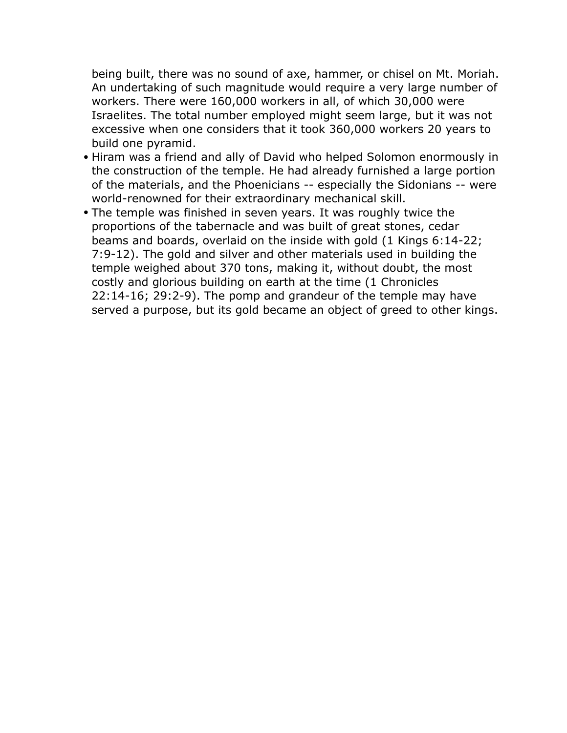being built, there was no sound of axe, hammer, or chisel on Mt. Moriah. An undertaking of such magnitude would require a very large number of workers. There were 160,000 workers in all, of which 30,000 were Israelites. The total number employed might seem large, but it was not excessive when one considers that it took 360,000 workers 20 years to build one pyramid.

- Hiram was a friend and ally of David who helped Solomon enormously in the construction of the temple. He had already furnished a large portion of the materials, and the Phoenicians -- especially the Sidonians -- were world-renowned for their extraordinary mechanical skill.
- The temple was finished in seven years. It was roughly twice the proportions of the tabernacle and was built of great stones, cedar beams and boards, overlaid on the inside with gold (1 Kings 6:14-22; 7:9-12). The gold and silver and other materials used in building the temple weighed about 370 tons, making it, without doubt, the most costly and glorious building on earth at the time (1 Chronicles 22:14-16; 29:2-9). The pomp and grandeur of the temple may have served a purpose, but its gold became an object of greed to other kings.